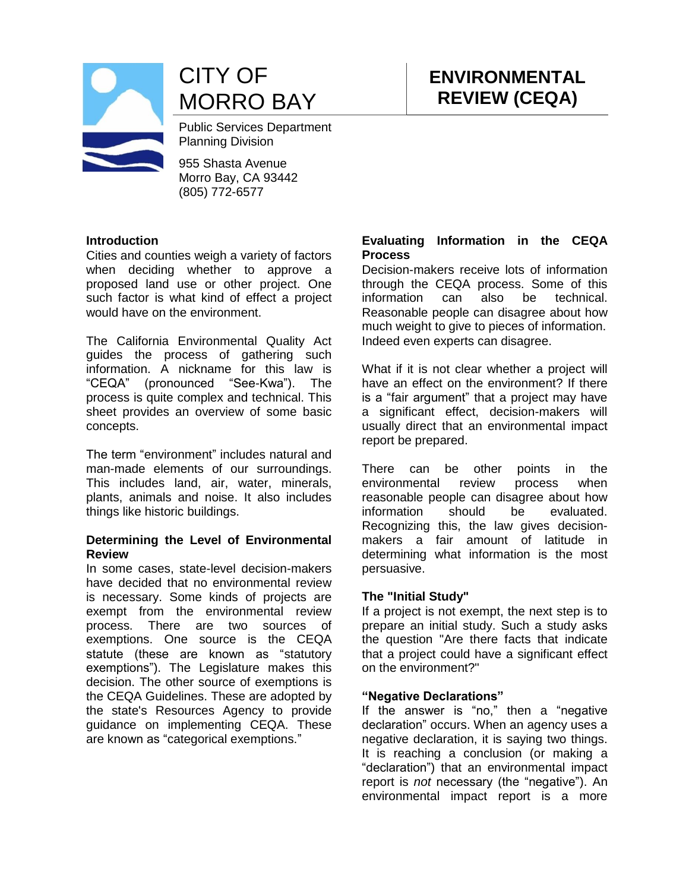# CITY OF MORRO BAY

Public Services Department
Planning Division

955 Shasta Avenue
Morro Bay, CA 93442
(805) 772-6577

# ENVIRONMENTAL REVIEW (CEQA)

## Introduction

Cities and counties weigh a variety of factors when deciding whether to approve a proposed land use or other project. One such factor is what kind of effect a project would have on the environment.

The California Environmental Quality Act guides the process of gathering such information. A nickname for this law is "CEQA" (pronounced "See-Kwa"). The process is quite complex and technical. This sheet provides an overview of some basic concepts.

The term "environment" includes natural and man-made elements of our surroundings. This includes land, air, water, minerals, plants, animals and noise. It also includes things like historic buildings.

## Determining the Level of Environmental Review

In some cases, state-level decision-makers have decided that no environmental review is necessary. Some kinds of projects are exempt from the environmental review process. There are two sources of exemptions. One source is the CEQA statute (these are known as "statutory exemptions"). The Legislature makes this decision. The other source of exemptions is the CEQA Guidelines. These are adopted by the state's Resources Agency to provide guidance on implementing CEQA. These are known as "categorical exemptions."

## Evaluating Information in the CEQA Process

Decision-makers receive lots of information through the CEQA process. Some of this information can also be technical. Reasonable people can disagree about how much weight to give to pieces of information. Indeed even experts can disagree.

What if it is not clear whether a project will have an effect on the environment? If there is a "fair argument" that a project may have a significant effect, decision-makers will usually direct that an environmental impact report be prepared.

There can be other points in the environmental review process when reasonable people can disagree about how information should be evaluated. Recognizing this, the law gives decision-makers a fair amount of latitude in determining what information is the most persuasive.

## The "Initial Study"

If a project is not exempt, the next step is to prepare an initial study. Such a study asks the question "Are there facts that indicate that a project could have a significant effect on the environment?"

## "Negative Declarations"

If the answer is "no," then a "negative declaration" occurs. When an agency uses a negative declaration, it is saying two things. It is reaching a conclusion (or making a "declaration") that an environmental impact report is *not* necessary (the "negative"). An environmental impact report is a more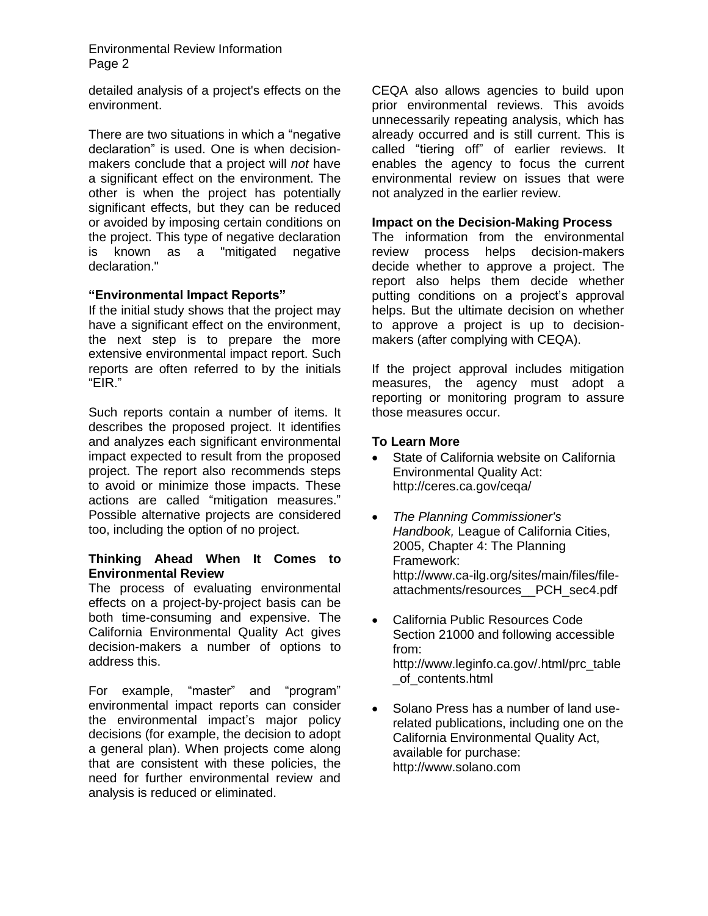detailed analysis of a project's effects on the environment.

There are two situations in which a "negative declaration" is used. One is when decision-makers conclude that a project will *not* have a significant effect on the environment. The other is when the project has potentially significant effects, but they can be reduced or avoided by imposing certain conditions on the project. This type of negative declaration is known as a "mitigated negative declaration."

### "Environmental Impact Reports"

If the initial study shows that the project may have a significant effect on the environment, the next step is to prepare the more extensive environmental impact report. Such reports are often referred to by the initials "EIR."

Such reports contain a number of items. It describes the proposed project. It identifies and analyzes each significant environmental impact expected to result from the proposed project. The report also recommends steps to avoid or minimize those impacts. These actions are called "mitigation measures." Possible alternative projects are considered too, including the option of no project.

### Thinking Ahead When It Comes to Environmental Review

The process of evaluating environmental effects on a project-by-project basis can be both time-consuming and expensive. The California Environmental Quality Act gives decision-makers a number of options to address this.

For example, "master" and "program" environmental impact reports can consider the environmental impact's major policy decisions (for example, the decision to adopt a general plan). When projects come along that are consistent with these policies, the need for further environmental review and analysis is reduced or eliminated.

CEQA also allows agencies to build upon prior environmental reviews. This avoids unnecessarily repeating analysis, which has already occurred and is still current. This is called "tiering off" of earlier reviews. It enables the agency to focus the current environmental review on issues that were not analyzed in the earlier review.

### Impact on the Decision-Making Process

The information from the environmental review process helps decision-makers decide whether to approve a project. The report also helps them decide whether putting conditions on a project's approval helps. But the ultimate decision on whether to approve a project is up to decision-makers (after complying with CEQA).

If the project approval includes mitigation measures, the agency must adopt a reporting or monitoring program to assure those measures occur.

### To Learn More

- State of California website on California Environmental Quality Act: http://ceres.ca.gov/ceqa/
- *The Planning Commissioner's Handbook,* League of California Cities, 2005, Chapter 4: The Planning Framework: http://www.ca-ilg.org/sites/main/files/file-attachments/resources__PCH_sec4.pdf
- California Public Resources Code Section 21000 and following accessible from: http://www.leginfo.ca.gov/.html/prc_table_of_contents.html
- Solano Press has a number of land use-related publications, including one on the California Environmental Quality Act, available for purchase: http://www.solano.com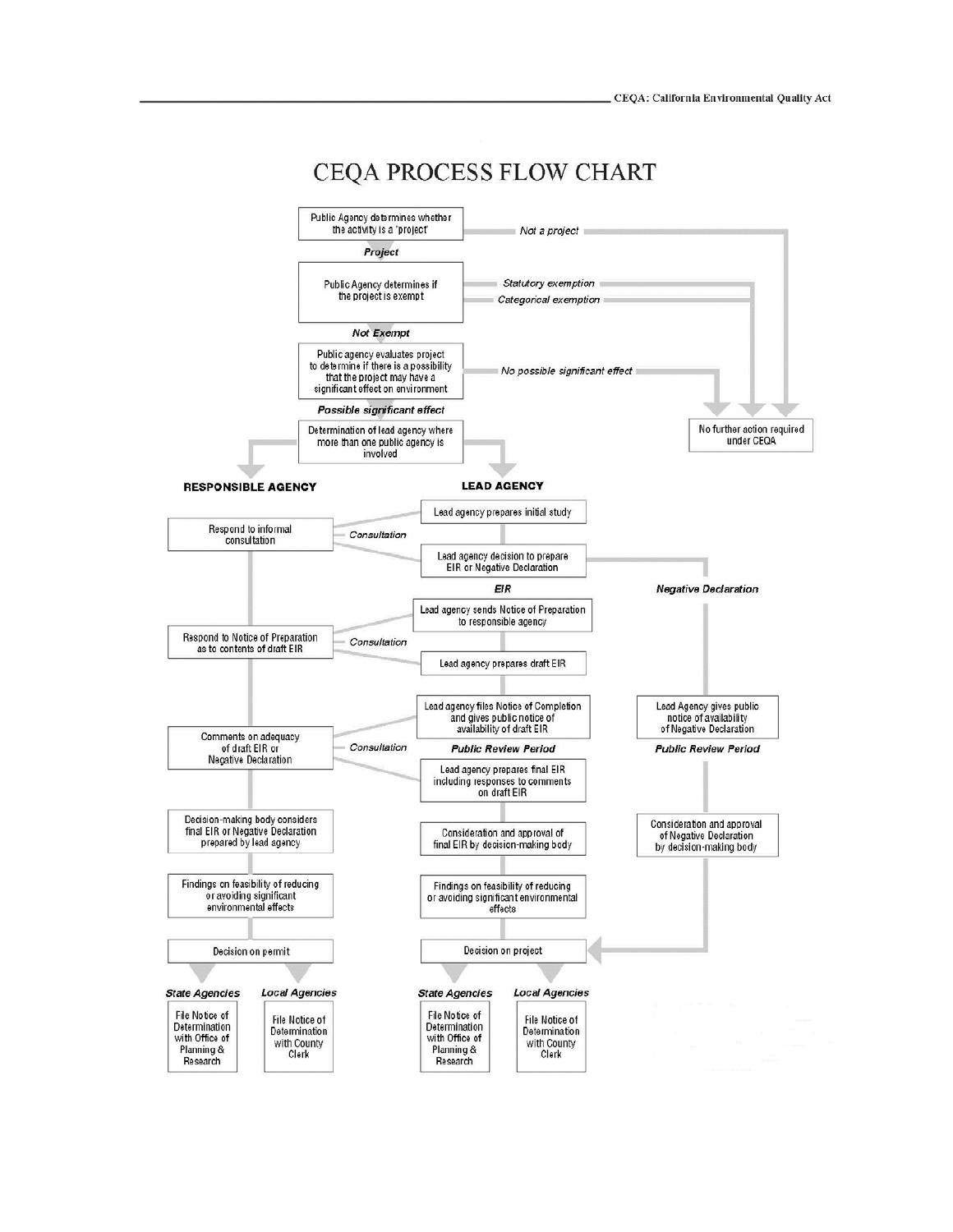# CEQA PROCESS FLOW CHART

Public Agency determines whether the activity is a "project"

Not a project

*Project*

Public Agency determines if the project is exempt

*Statutory exemption*

*Categorical exemption*

*Not Exempt*

Public agency evaluates project to determine if there is a possibility that the project may have a significant effect on environment

*No possible significant effect*

No further action required under CEQA

*Possible significant effect*

Determination of lead agency where more than one public agency is involved

**RESPONSIBLE AGENCY**

**LEAD AGENCY**

Lead agency prepares initial study

Respond to informal consultation

*Consultation*

Lead agency decision to prepare EIR or Negative Declaration

*EIR*

*Negative Declaration*

Lead agency sends Notice of Preparation to responsible agency

Respond to Notice of Preparation as to contents of draft EIR

*Consultation*

Lead agency prepares draft EIR

Lead agency files Notice of Completion and gives public notice of availability of draft EIR

Lead Agency gives public notice of availability of Negative Declaration

Comments on adequacy of draft EIR or Negative Declaration

*Consultation*

*Public Review Period*

*Public Review Period*

Lead agency prepares final EIR including responses to comments on draft EIR

Decision-making body considers final EIR or Negative Declaration prepared by lead agency

Consideration and approval of final EIR by decision-making body

Consideration and approval of Negative Declaration by decision-making body

Findings on feasibility of reducing or avoiding significant environmental effects

Findings on feasibility of reducing or avoiding significant environmental effects

Decision on permit

Decision on project

*State Agencies*

File Notice of Determination with Office of Planning & Research

*Local Agencies*

File Notice of Determination with County Clerk

*State Agencies*

File Notice of Determination with Office of Planning & Research

*Local Agencies*

File Notice of Determination with County Clerk